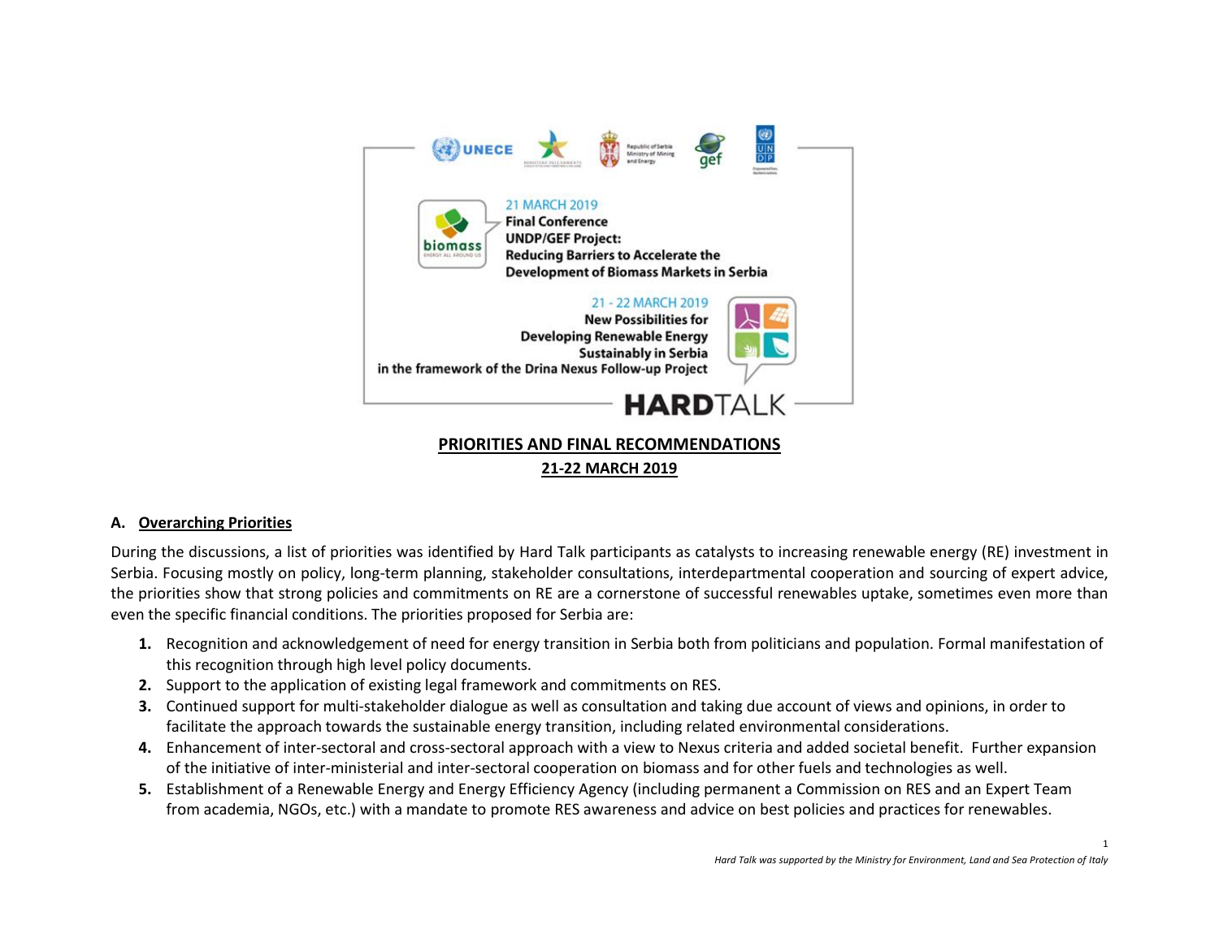21 MARCH 2019

**Final Conference**

**UNDP/GEF Project:**

**Reducing Barriers to Accelerate the Development of Biomass Markets in Serbia**

21 - 22 MARCH 2019

**New Possibilities for Developing Renewable Energy Sustainably in Serbia in the framework of the Drina Nexus Follow-up Project**

**HARD**TALK

# PRIORITIES AND FINAL RECOMMENDATIONS

## 21-22 MARCH 2019

## A. Overarching Priorities

During the discussions, a list of priorities was identified by Hard Talk participants as catalysts to increasing renewable energy (RE) investment in Serbia. Focusing mostly on policy, long-term planning, stakeholder consultations, interdepartmental cooperation and sourcing of expert advice, the priorities show that strong policies and commitments on RE are a cornerstone of successful renewables uptake, sometimes even more than even the specific financial conditions. The priorities proposed for Serbia are:

1. Recognition and acknowledgement of need for energy transition in Serbia both from politicians and population. Formal manifestation of this recognition through high level policy documents.
2. Support to the application of existing legal framework and commitments on RES.
3. Continued support for multi-stakeholder dialogue as well as consultation and taking due account of views and opinions, in order to facilitate the approach towards the sustainable energy transition, including related environmental considerations.
4. Enhancement of inter-sectoral and cross-sectoral approach with a view to Nexus criteria and added societal benefit. Further expansion of the initiative of inter-ministerial and inter-sectoral cooperation on biomass and for other fuels and technologies as well.
5. Establishment of a Renewable Energy and Energy Efficiency Agency (including permanent a Commission on RES and an Expert Team from academia, NGOs, etc.) with a mandate to promote RES awareness and advice on best policies and practices for renewables.

*Hard Talk was supported by the Ministry for Environment, Land and Sea Protection of Italy*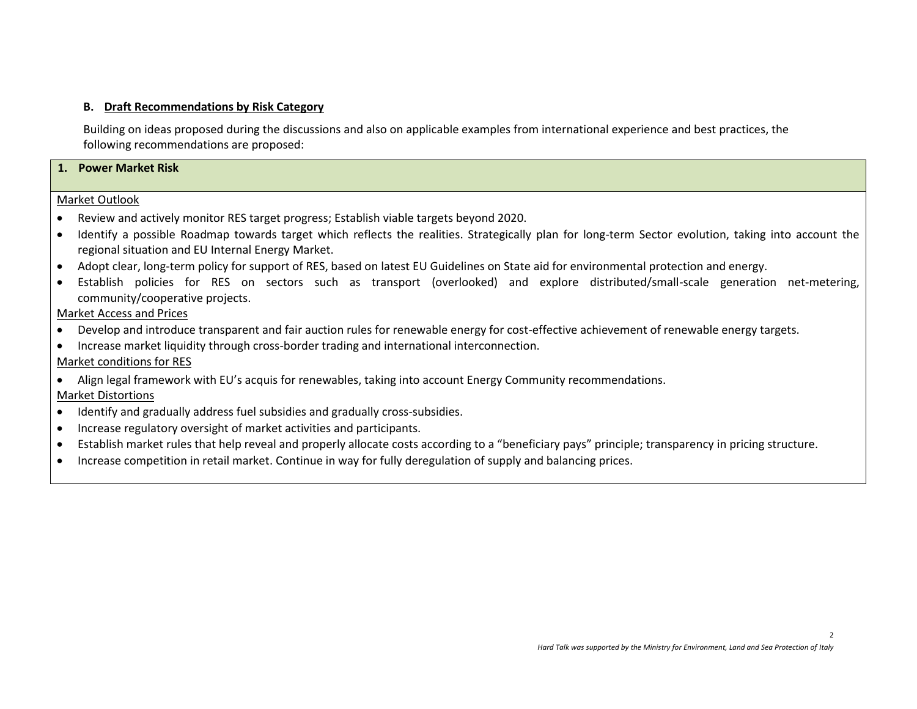### B. Draft Recommendations by Risk Category

Building on ideas proposed during the discussions and also on applicable examples from international experience and best practices, the following recommendations are proposed:

#### 1. Power Market Risk

Market Outlook

- Review and actively monitor RES target progress; Establish viable targets beyond 2020.
- Identify a possible Roadmap towards target which reflects the realities. Strategically plan for long-term Sector evolution, taking into account the regional situation and EU Internal Energy Market.
- Adopt clear, long-term policy for support of RES, based on latest EU Guidelines on State aid for environmental protection and energy.
- Establish policies for RES on sectors such as transport (overlooked) and explore distributed/small-scale generation net-metering, community/cooperative projects.

Market Access and Prices

- Develop and introduce transparent and fair auction rules for renewable energy for cost-effective achievement of renewable energy targets.
- Increase market liquidity through cross-border trading and international interconnection.

Market conditions for RES

- Align legal framework with EU's acquis for renewables, taking into account Energy Community recommendations.

Market Distortions

- Identify and gradually address fuel subsidies and gradually cross-subsidies.
- Increase regulatory oversight of market activities and participants.
- Establish market rules that help reveal and properly allocate costs according to a "beneficiary pays" principle; transparency in pricing structure.
- Increase competition in retail market. Continue in way for fully deregulation of supply and balancing prices.

*Hard Talk was supported by the Ministry for Environment, Land and Sea Protection of Italy*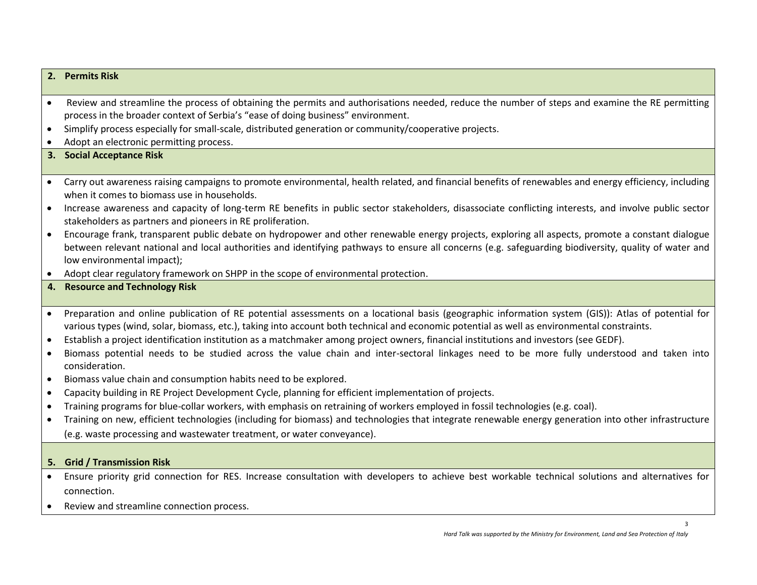**2. Permits Risk**

- Review and streamline the process of obtaining the permits and authorisations needed, reduce the number of steps and examine the RE permitting process in the broader context of Serbia's "ease of doing business" environment.
- Simplify process especially for small-scale, distributed generation or community/cooperative projects.
- Adopt an electronic permitting process.

**3. Social Acceptance Risk**

- Carry out awareness raising campaigns to promote environmental, health related, and financial benefits of renewables and energy efficiency, including when it comes to biomass use in households.
- Increase awareness and capacity of long-term RE benefits in public sector stakeholders, disassociate conflicting interests, and involve public sector stakeholders as partners and pioneers in RE proliferation.
- Encourage frank, transparent public debate on hydropower and other renewable energy projects, exploring all aspects, promote a constant dialogue between relevant national and local authorities and identifying pathways to ensure all concerns (e.g. safeguarding biodiversity, quality of water and low environmental impact);
- Adopt clear regulatory framework on SHPP in the scope of environmental protection.

**4. Resource and Technology Risk**

- Preparation and online publication of RE potential assessments on a locational basis (geographic information system (GIS)): Atlas of potential for various types (wind, solar, biomass, etc.), taking into account both technical and economic potential as well as environmental constraints.
- Establish a project identification institution as a matchmaker among project owners, financial institutions and investors (see GEDF).
- Biomass potential needs to be studied across the value chain and inter-sectoral linkages need to be more fully understood and taken into consideration.
- Biomass value chain and consumption habits need to be explored.
- Capacity building in RE Project Development Cycle, planning for efficient implementation of projects.
- Training programs for blue-collar workers, with emphasis on retraining of workers employed in fossil technologies (e.g. coal).
- Training on new, efficient technologies (including for biomass) and technologies that integrate renewable energy generation into other infrastructure (e.g. waste processing and wastewater treatment, or water conveyance).

**5. Grid / Transmission Risk**

- Ensure priority grid connection for RES. Increase consultation with developers to achieve best workable technical solutions and alternatives for connection.
- Review and streamline connection process.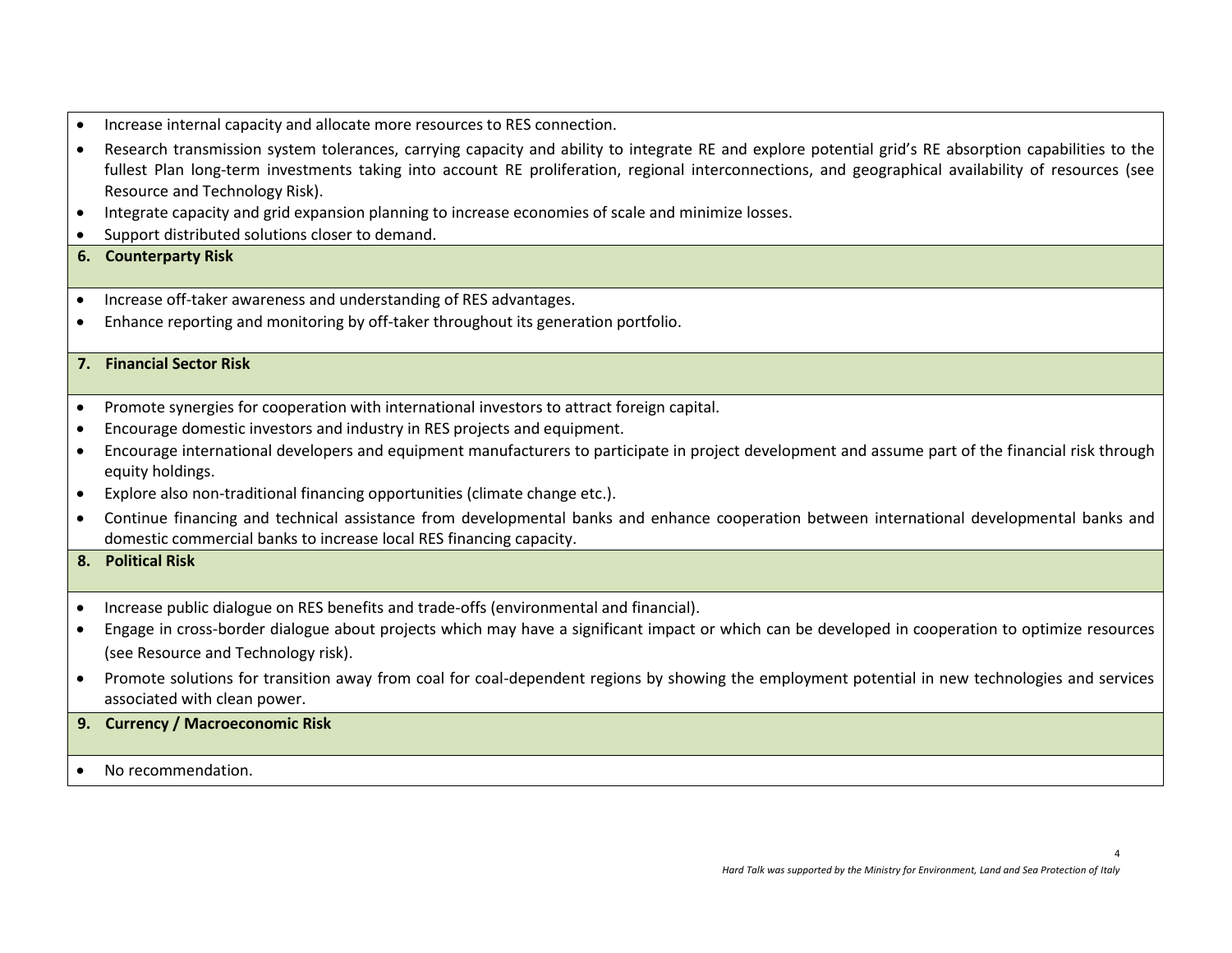- Increase internal capacity and allocate more resources to RES connection.
- Research transmission system tolerances, carrying capacity and ability to integrate RE and explore potential grid's RE absorption capabilities to the fullest Plan long-term investments taking into account RE proliferation, regional interconnections, and geographical availability of resources (see Resource and Technology Risk).
- Integrate capacity and grid expansion planning to increase economies of scale and minimize losses.
- Support distributed solutions closer to demand.

### 6. Counterparty Risk

- Increase off-taker awareness and understanding of RES advantages.
- Enhance reporting and monitoring by off-taker throughout its generation portfolio.

### 7. Financial Sector Risk

- Promote synergies for cooperation with international investors to attract foreign capital.
- Encourage domestic investors and industry in RES projects and equipment.
- Encourage international developers and equipment manufacturers to participate in project development and assume part of the financial risk through equity holdings.
- Explore also non-traditional financing opportunities (climate change etc.).
- Continue financing and technical assistance from developmental banks and enhance cooperation between international developmental banks and domestic commercial banks to increase local RES financing capacity.

### 8. Political Risk

- Increase public dialogue on RES benefits and trade-offs (environmental and financial).
- Engage in cross-border dialogue about projects which may have a significant impact or which can be developed in cooperation to optimize resources (see Resource and Technology risk).
- Promote solutions for transition away from coal for coal-dependent regions by showing the employment potential in new technologies and services associated with clean power.

### 9. Currency / Macroeconomic Risk

- No recommendation.

*Hard Talk was supported by the Ministry for Environment, Land and Sea Protection of Italy*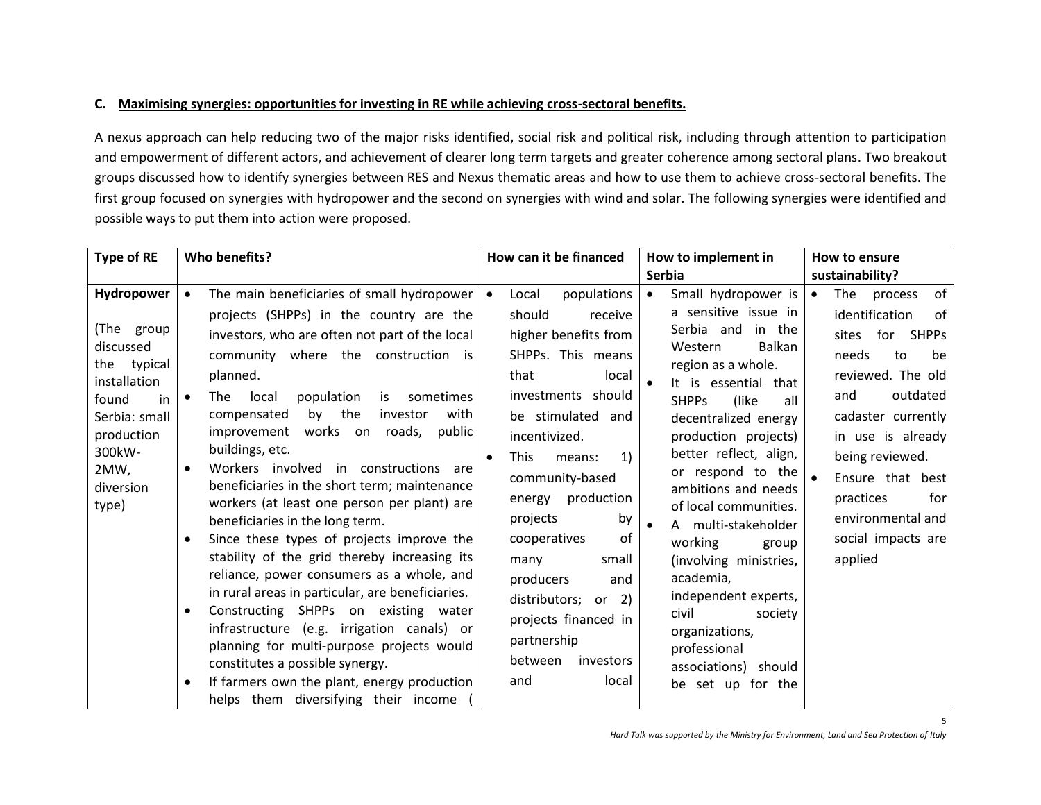### C. Maximising synergies: opportunities for investing in RE while achieving cross-sectoral benefits.

A nexus approach can help reducing two of the major risks identified, social risk and political risk, including through attention to participation and empowerment of different actors, and achievement of clearer long term targets and greater coherence among sectoral plans. Two breakout groups discussed how to identify synergies between RES and Nexus thematic areas and how to use them to achieve cross-sectoral benefits. The first group focused on synergies with hydropower and the second on synergies with wind and solar. The following synergies were identified and possible ways to put them into action were proposed.

| Type of RE | Who benefits? | How can it be financed | How to implement in Serbia | How to ensure sustainability? |
|---|---|---|---|---|
| **Hydropower**<br><br>(The group discussed the typical installation found in Serbia: small production 300kW-2MW, diversion type) | • The main beneficiaries of small hydropower projects (SHPPs) in the country are the investors, who are often not part of the local community where the construction is planned.<br>• The local population is sometimes compensated by the investor with improvement works on roads, public buildings, etc.<br>• Workers involved in constructions are beneficiaries in the short term; maintenance workers (at least one person per plant) are beneficiaries in the long term.<br>• Since these types of projects improve the stability of the grid thereby increasing its reliance, power consumers as a whole, and in rural areas in particular, are beneficiaries.<br>• Constructing SHPPs on existing water infrastructure (e.g. irrigation canals) or planning for multi-purpose projects would constitutes a possible synergy.<br>• If farmers own the plant, energy production helps them diversifying their income ( | • Local populations should receive higher benefits from SHPPs. This means that local investments should be stimulated and incentivized.<br>• This means: 1) community-based energy production projects by cooperatives of many small producers and distributors; or 2) projects financed in partnership between investors and local | • Small hydropower is a sensitive issue in Serbia and in the Western Balkan region as a whole.<br>• It is essential that SHPPs (like all decentralized energy production projects) better reflect, align, or respond to the ambitions and needs of local communities.<br>• A multi-stakeholder working group (involving ministries, academia, independent experts, civil society organizations, professional associations) should be set up for the | • The process of identification of sites for SHPPs needs to be reviewed. The old and outdated cadaster currently in use is already being reviewed.<br>• Ensure that best practices for environmental and social impacts are applied |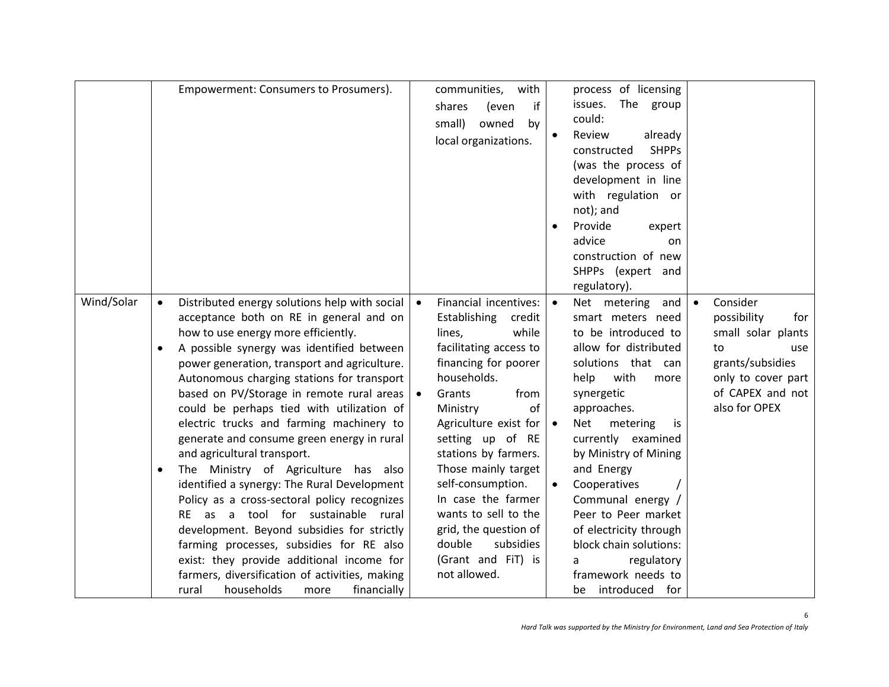| | | | | |
|---|---|---|---|---|
| | Empowerment: Consumers to Prosumers). | communities, with shares (even if small) owned by local organizations. | process of licensing issues. The group could:<br>• Review already constructed SHPPs (was the process of development in line with regulation or not); and<br>• Provide expert advice on construction of new SHPPs (expert and regulatory). | |
| Wind/Solar | • Distributed energy solutions help with social acceptance both on RE in general and on how to use energy more efficiently.<br>• A possible synergy was identified between power generation, transport and agriculture. Autonomous charging stations for transport based on PV/Storage in remote rural areas could be perhaps tied with utilization of electric trucks and farming machinery to generate and consume green energy in rural and agricultural transport.<br>• The Ministry of Agriculture has also identified a synergy: The Rural Development Policy as a cross-sectoral policy recognizes RE as a tool for sustainable rural development. Beyond subsidies for strictly farming processes, subsidies for RE also exist: they provide additional income for farmers, diversification of activities, making rural households more financially | • Financial incentives: Establishing credit lines, while facilitating access to financing for poorer households.<br>• Grants from Ministry of Agriculture exist for setting up of RE stations by farmers. Those mainly target self-consumption. In case the farmer wants to sell to the grid, the question of double subsidies (Grant and FiT) is not allowed. | • Net metering and smart meters need to be introduced to allow for distributed solutions that can help with more synergetic approaches.<br>• Net metering is currently examined by Ministry of Mining and Energy<br>• Cooperatives / Communal energy / Peer to Peer market of electricity through block chain solutions: a regulatory framework needs to be introduced for | • Consider possibility for small solar plants to use grants/subsidies only to cover part of CAPEX and not also for OPEX |

*Hard Talk was supported by the Ministry for Environment, Land and Sea Protection of Italy*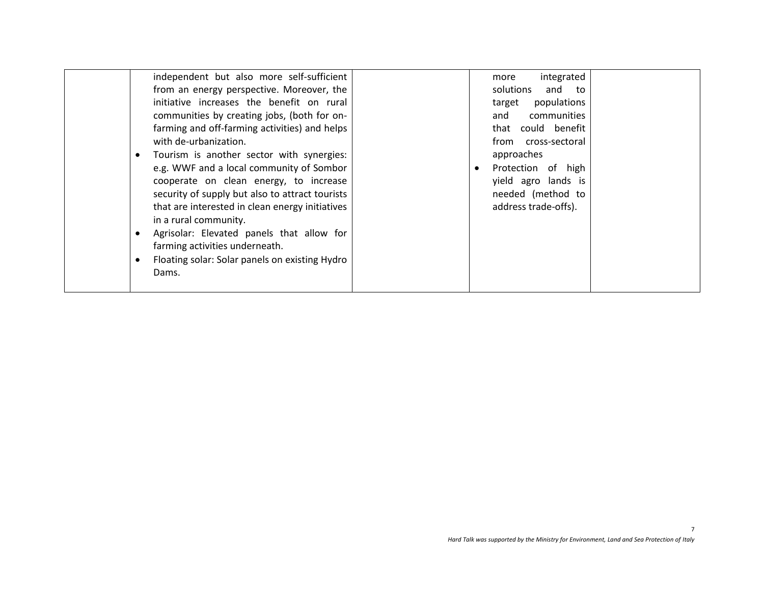| | | | | |
|---|---|---|---|---|
| | independent but also more self-sufficient from an energy perspective. Moreover, the initiative increases the benefit on rural communities by creating jobs, (both for on-farming and off-farming activities) and helps with de-urbanization.<br>• Tourism is another sector with synergies: e.g. WWF and a local community of Sombor cooperate on clean energy, to increase security of supply but also to attract tourists that are interested in clean energy initiatives in a rural community.<br>• Agrisolar: Elevated panels that allow for farming activities underneath.<br>• Floating solar: Solar panels on existing Hydro Dams. | | more integrated solutions and to target populations and communities that could benefit from cross-sectoral approaches<br>• Protection of high yield agro lands is needed (method to address trade-offs). | |

*Hard Talk was supported by the Ministry for Environment, Land and Sea Protection of Italy*